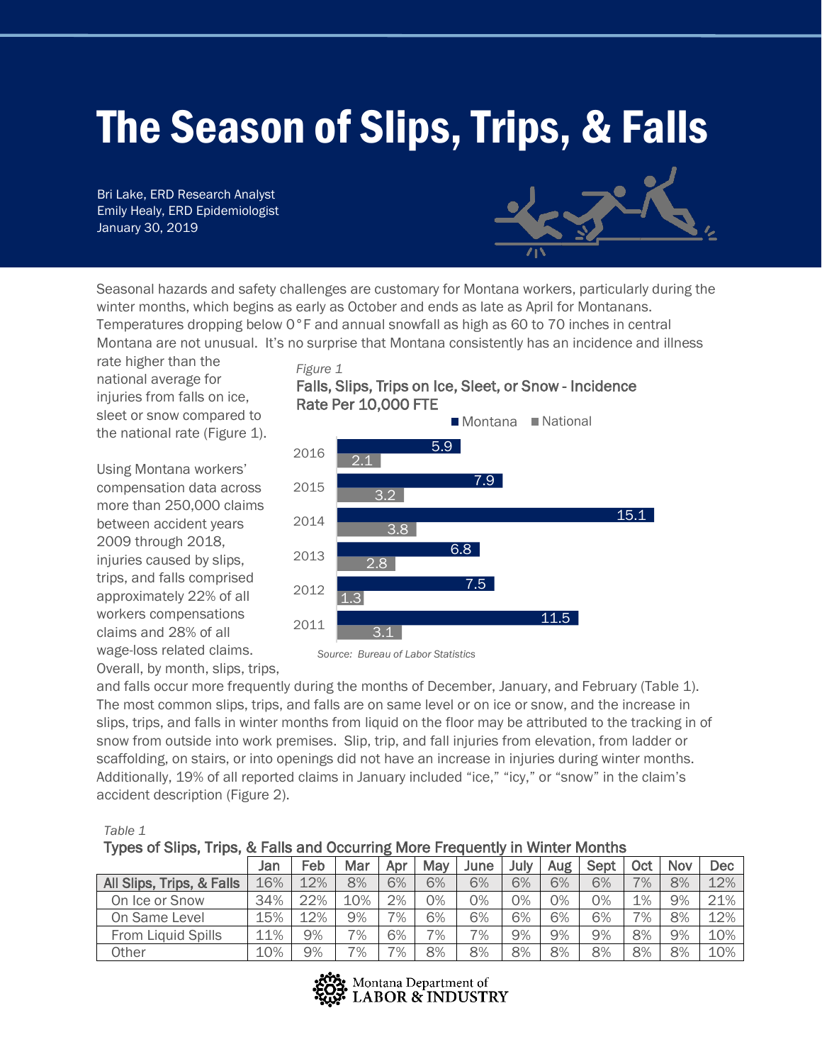# The Season of Slips, Trips, & Falls

Bri Lake, ERD Research Analyst
Emily Healy, ERD Epidemiologist
January 30, 2019

Seasonal hazards and safety challenges are customary for Montana workers, particularly during the winter months, which begins as early as October and ends as late as April for Montanans. Temperatures dropping below 0°F and annual snowfall as high as 60 to 70 inches in central Montana are not unusual. It's no surprise that Montana consistently has an incidence and illness rate higher than the national average for injuries from falls on ice, sleet or snow compared to the national rate (Figure 1).

*Figure 1*

**Falls, Slips, Trips on Ice, Sleet, or Snow - Incidence Rate Per 10,000 FTE**

| Year | Montana | National |
|---|---|---|
| 2016 | 5.9 | 2.1 |
| 2015 | 7.9 | 3.2 |
| 2014 | 15.1 | 3.8 |
| 2013 | 6.8 | 2.8 |
| 2012 | 7.5 | 1.3 |
| 2011 | 11.5 | 3.1 |

*Source: Bureau of Labor Statistics*

Using Montana workers' compensation data across more than 250,000 claims between accident years 2009 through 2018, injuries caused by slips, trips, and falls comprised approximately 22% of all workers compensations claims and 28% of all wage-loss related claims. Overall, by month, slips, trips, and falls occur more frequently during the months of December, January, and February (Table 1). The most common slips, trips, and falls are on same level or on ice or snow, and the increase in slips, trips, and falls in winter months from liquid on the floor may be attributed to the tracking in of snow from outside into work premises. Slip, trip, and fall injuries from elevation, from ladder or scaffolding, on stairs, or into openings did not have an increase in injuries during winter months. Additionally, 19% of all reported claims in January included "ice," "icy," or "snow" in the claim's accident description (Figure 2).

*Table 1*

**Types of Slips, Trips, & Falls and Occurring More Frequently in Winter Months**

| | Jan | Feb | Mar | Apr | May | June | July | Aug | Sept | Oct | Nov | Dec |
|---|---|---|---|---|---|---|---|---|---|---|---|---|
| **All Slips, Trips, & Falls** | 16% | 12% | 8% | 6% | 6% | 6% | 6% | 6% | 6% | 7% | 8% | 12% |
| On Ice or Snow | 34% | 22% | 10% | 2% | 0% | 0% | 0% | 0% | 0% | 1% | 9% | 21% |
| On Same Level | 15% | 12% | 9% | 7% | 6% | 6% | 6% | 6% | 6% | 7% | 8% | 12% |
| From Liquid Spills | 11% | 9% | 7% | 6% | 7% | 7% | 9% | 9% | 9% | 8% | 9% | 10% |
| Other | 10% | 9% | 7% | 7% | 8% | 8% | 8% | 8% | 8% | 8% | 8% | 10% |

Montana Department of LABOR & INDUSTRY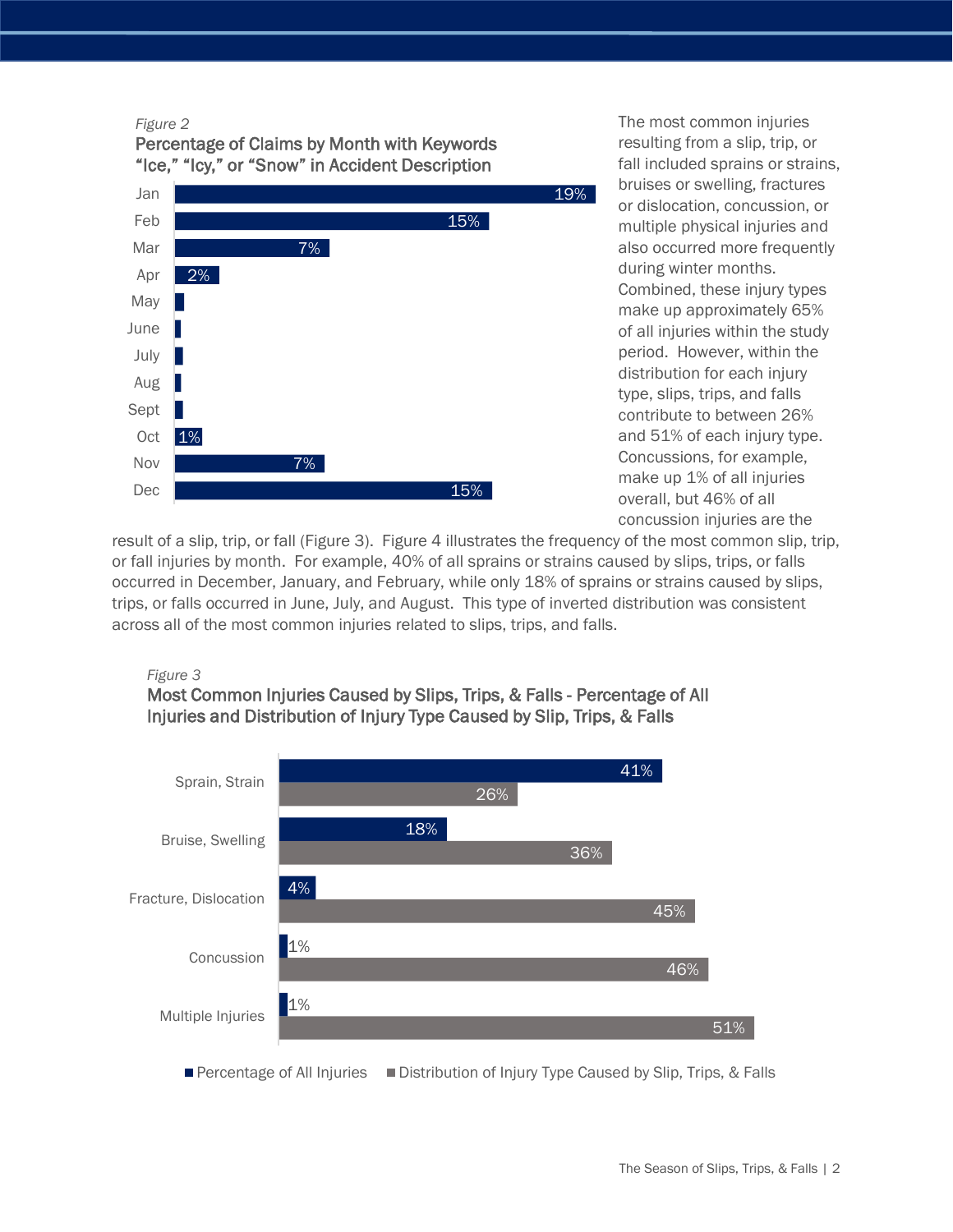*Figure 2*

**Percentage of Claims by Month with Keywords "Ice," "Icy," or "Snow" in Accident Description**

| Month | Percentage |
|---|---|
| Jan | 19% |
| Feb | 15% |
| Mar | 7% |
| Apr | 2% |
| May | |
| June | |
| July | |
| Aug | |
| Sept | |
| Oct | 1% |
| Nov | 7% |
| Dec | 15% |

The most common injuries resulting from a slip, trip, or fall included sprains or strains, bruises or swelling, fractures or dislocation, concussion, or multiple physical injuries and also occurred more frequently during winter months. Combined, these injury types make up approximately 65% of all injuries within the study period. However, within the distribution for each injury type, slips, trips, and falls contribute to between 26% and 51% of each injury type. Concussions, for example, make up 1% of all injuries overall, but 46% of all concussion injuries are the result of a slip, trip, or fall (Figure 3). Figure 4 illustrates the frequency of the most common slip, trip, or fall injuries by month. For example, 40% of all sprains or strains caused by slips, trips, or falls occurred in December, January, and February, while only 18% of sprains or strains caused by slips, trips, or falls occurred in June, July, and August. This type of inverted distribution was consistent across all of the most common injuries related to slips, trips, and falls.

*Figure 3*

**Most Common Injuries Caused by Slips, Trips, & Falls - Percentage of All Injuries and Distribution of Injury Type Caused by Slip, Trips, & Falls**

| Injury Type | Percentage of All Injuries | Distribution of Injury Type Caused by Slip, Trips, & Falls |
|---|---|---|
| Sprain, Strain | 41% | 26% |
| Bruise, Swelling | 18% | 36% |
| Fracture, Dislocation | 4% | 45% |
| Concussion | 1% | 46% |
| Multiple Injuries | 1% | 51% |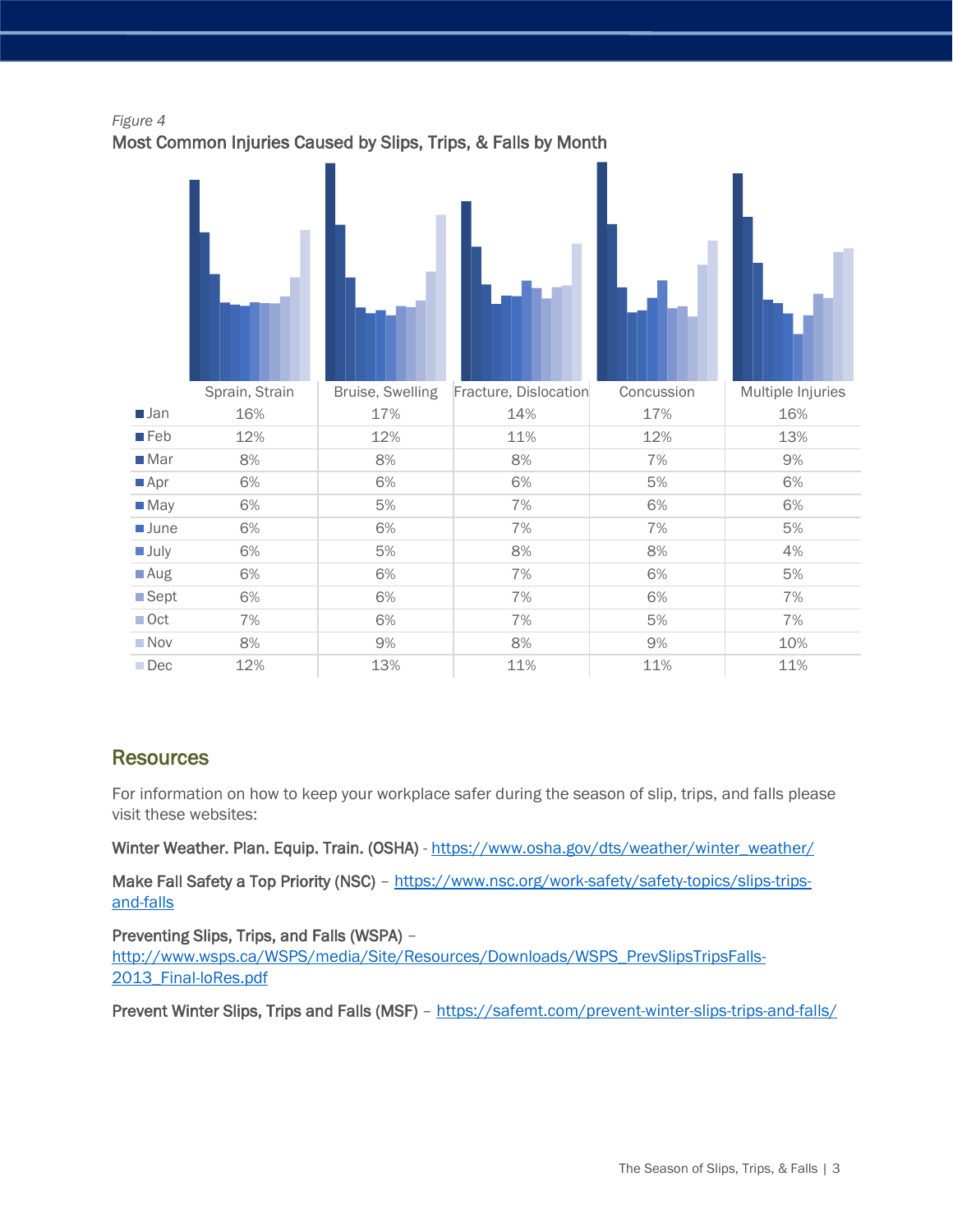*Figure 4*

Most Common Injuries Caused by Slips, Trips, & Falls by Month

| | Sprain, Strain | Bruise, Swelling | Fracture, Dislocation | Concussion | Multiple Injuries |
|---|---|---|---|---|---|
| Jan | 16% | 17% | 14% | 17% | 16% |
| Feb | 12% | 12% | 11% | 12% | 13% |
| Mar | 8% | 8% | 8% | 7% | 9% |
| Apr | 6% | 6% | 6% | 5% | 6% |
| May | 6% | 5% | 7% | 6% | 6% |
| June | 6% | 6% | 7% | 7% | 5% |
| July | 6% | 5% | 8% | 8% | 4% |
| Aug | 6% | 6% | 7% | 6% | 5% |
| Sept | 6% | 6% | 7% | 6% | 7% |
| Oct | 7% | 6% | 7% | 5% | 7% |
| Nov | 8% | 9% | 8% | 9% | 10% |
| Dec | 12% | 13% | 11% | 11% | 11% |

## Resources

For information on how to keep your workplace safer during the season of slip, trips, and falls please visit these websites:

**Winter Weather. Plan. Equip. Train. (OSHA)** - [https://www.osha.gov/dts/weather/winter_weather/](https://www.osha.gov/dts/weather/winter_weather/)

**Make Fall Safety a Top Priority (NSC)** – [https://www.nsc.org/work-safety/safety-topics/slips-trips-and-falls](https://www.nsc.org/work-safety/safety-topics/slips-trips-and-falls)

**Preventing Slips, Trips, and Falls (WSPA)** – [http://www.wsps.ca/WSPS/media/Site/Resources/Downloads/WSPS_PrevSlipsTripsFalls-2013_Final-loRes.pdf](http://www.wsps.ca/WSPS/media/Site/Resources/Downloads/WSPS_PrevSlipsTripsFalls-2013_Final-loRes.pdf)

**Prevent Winter Slips, Trips and Falls (MSF)** – [https://safemt.com/prevent-winter-slips-trips-and-falls/](https://safemt.com/prevent-winter-slips-trips-and-falls/)